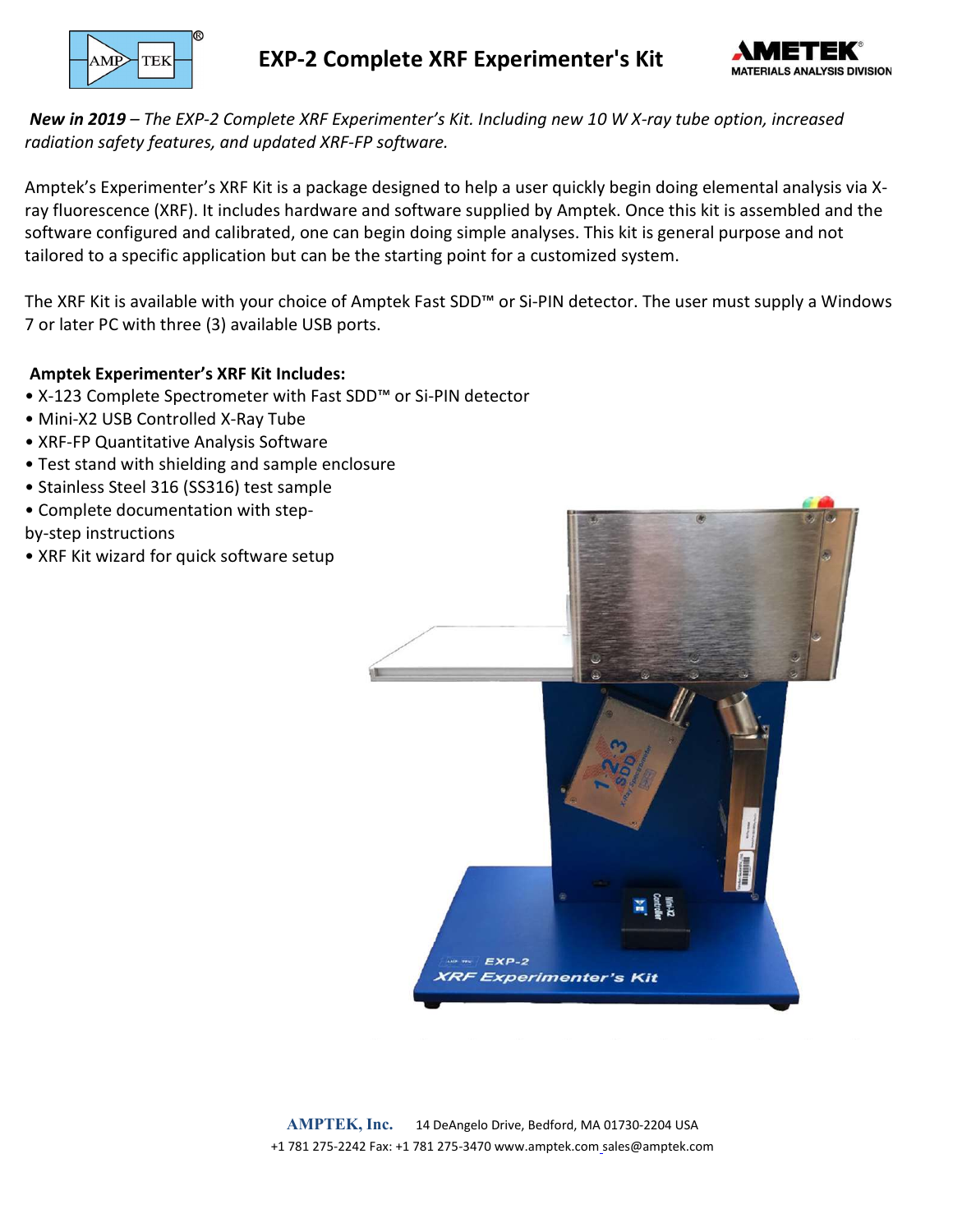# EXP-2 Complete XRF Experimenter's Kit

***New in 2019*** *– The EXP-2 Complete XRF Experimenter's Kit. Including new 10 W X-ray tube option, increased radiation safety features, and updated XRF-FP software.*

Amptek's Experimenter's XRF Kit is a package designed to help a user quickly begin doing elemental analysis via X-ray fluorescence (XRF). It includes hardware and software supplied by Amptek. Once this kit is assembled and the software configured and calibrated, one can begin doing simple analyses. This kit is general purpose and not tailored to a specific application but can be the starting point for a customized system.

The XRF Kit is available with your choice of Amptek Fast SDD™ or Si-PIN detector. The user must supply a Windows 7 or later PC with three (3) available USB ports.

**Amptek Experimenter's XRF Kit Includes:**

- X-123 Complete Spectrometer with Fast SDD™ or Si-PIN detector
- Mini-X2 USB Controlled X-Ray Tube
- XRF-FP Quantitative Analysis Software
- Test stand with shielding and sample enclosure
- Stainless Steel 316 (SS316) test sample
- Complete documentation with step-by-step instructions
- XRF Kit wizard for quick software setup

**AMPTEK, Inc.** 14 DeAngelo Drive, Bedford, MA 01730-2204 USA
+1 781 275-2242 Fax: +1 781 275-3470 www.amptek.com sales@amptek.com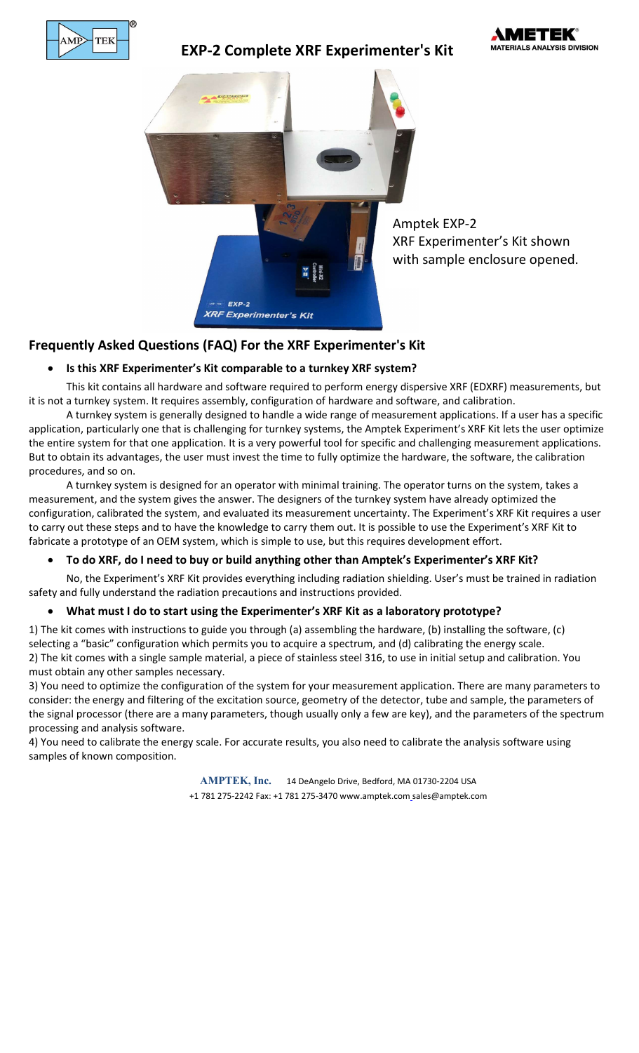# EXP-2 Complete XRF Experimenter's Kit

Amptek EXP-2 XRF Experimenter's Kit shown with sample enclosure opened.

## Frequently Asked Questions (FAQ) For the XRF Experimenter's Kit

- **Is this XRF Experimenter's Kit comparable to a turnkey XRF system?**

This kit contains all hardware and software required to perform energy dispersive XRF (EDXRF) measurements, but it is not a turnkey system. It requires assembly, configuration of hardware and software, and calibration.

A turnkey system is generally designed to handle a wide range of measurement applications. If a user has a specific application, particularly one that is challenging for turnkey systems, the Amptek Experiment's XRF Kit lets the user optimize the entire system for that one application. It is a very powerful tool for specific and challenging measurement applications. But to obtain its advantages, the user must invest the time to fully optimize the hardware, the software, the calibration procedures, and so on.

A turnkey system is designed for an operator with minimal training. The operator turns on the system, takes a measurement, and the system gives the answer. The designers of the turnkey system have already optimized the configuration, calibrated the system, and evaluated its measurement uncertainty. The Experiment's XRF Kit requires a user to carry out these steps and to have the knowledge to carry them out. It is possible to use the Experiment's XRF Kit to fabricate a prototype of an OEM system, which is simple to use, but this requires development effort.

- **To do XRF, do I need to buy or build anything other than Amptek's Experimenter's XRF Kit?**

No, the Experiment's XRF Kit provides everything including radiation shielding. User's must be trained in radiation safety and fully understand the radiation precautions and instructions provided.

- **What must I do to start using the Experimenter's XRF Kit as a laboratory prototype?**

1) The kit comes with instructions to guide you through (a) assembling the hardware, (b) installing the software, (c) selecting a "basic" configuration which permits you to acquire a spectrum, and (d) calibrating the energy scale.
2) The kit comes with a single sample material, a piece of stainless steel 316, to use in initial setup and calibration. You must obtain any other samples necessary.
3) You need to optimize the configuration of the system for your measurement application. There are many parameters to consider: the energy and filtering of the excitation source, geometry of the detector, tube and sample, the parameters of the signal processor (there are a many parameters, though usually only a few are key), and the parameters of the spectrum processing and analysis software.
4) You need to calibrate the energy scale. For accurate results, you also need to calibrate the analysis software using samples of known composition.

**AMPTEK, Inc.** 14 DeAngelo Drive, Bedford, MA 01730-2204 USA
+1 781 275-2242 Fax: +1 781 275-3470 www.amptek.com sales@amptek.com